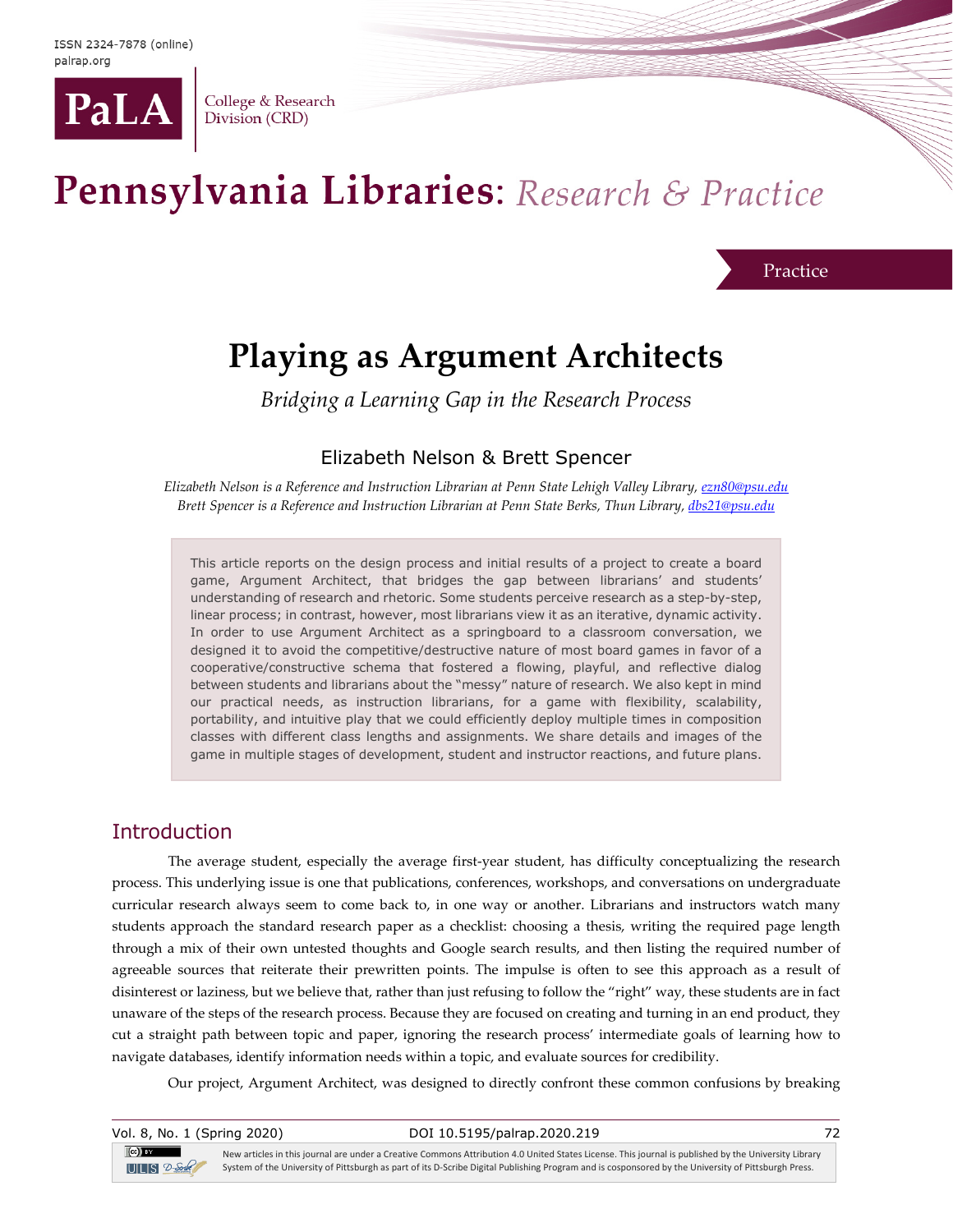ISSN 2324-7878 (online)
palrap.org

PaLA College & Research Division (CRD)

Pennsylvania Libraries: *Research & Practice*

Practice

# Playing as Argument Architects

*Bridging a Learning Gap in the Research Process*

Elizabeth Nelson & Brett Spencer

*Elizabeth Nelson is a Reference and Instruction Librarian at Penn State Lehigh Valley Library, ezn80@psu.edu*
*Brett Spencer is a Reference and Instruction Librarian at Penn State Berks, Thun Library, dbs21@psu.edu*

> This article reports on the design process and initial results of a project to create a board game, Argument Architect, that bridges the gap between librarians' and students' understanding of research and rhetoric. Some students perceive research as a step-by-step, linear process; in contrast, however, most librarians view it as an iterative, dynamic activity. In order to use Argument Architect as a springboard to a classroom conversation, we designed it to avoid the competitive/destructive nature of most board games in favor of a cooperative/constructive schema that fostered a flowing, playful, and reflective dialog between students and librarians about the "messy" nature of research. We also kept in mind our practical needs, as instruction librarians, for a game with flexibility, scalability, portability, and intuitive play that we could efficiently deploy multiple times in composition classes with different class lengths and assignments. We share details and images of the game in multiple stages of development, student and instructor reactions, and future plans.

## Introduction

The average student, especially the average first-year student, has difficulty conceptualizing the research process. This underlying issue is one that publications, conferences, workshops, and conversations on undergraduate curricular research always seem to come back to, in one way or another. Librarians and instructors watch many students approach the standard research paper as a checklist: choosing a thesis, writing the required page length through a mix of their own untested thoughts and Google search results, and then listing the required number of agreeable sources that reiterate their prewritten points. The impulse is often to see this approach as a result of disinterest or laziness, but we believe that, rather than just refusing to follow the "right" way, these students are in fact unaware of the steps of the research process. Because they are focused on creating and turning in an end product, they cut a straight path between topic and paper, ignoring the research process' intermediate goals of learning how to navigate databases, identify information needs within a topic, and evaluate sources for credibility.

Our project, Argument Architect, was designed to directly confront these common confusions by breaking

Vol. 8, No. 1 (Spring 2020) DOI 10.5195/palrap.2020.219

New articles in this journal are under a Creative Commons Attribution 4.0 United States License. This journal is published by the University Library System of the University of Pittsburgh as part of its D-Scribe Digital Publishing Program and is cosponsored by the University of Pittsburgh Press.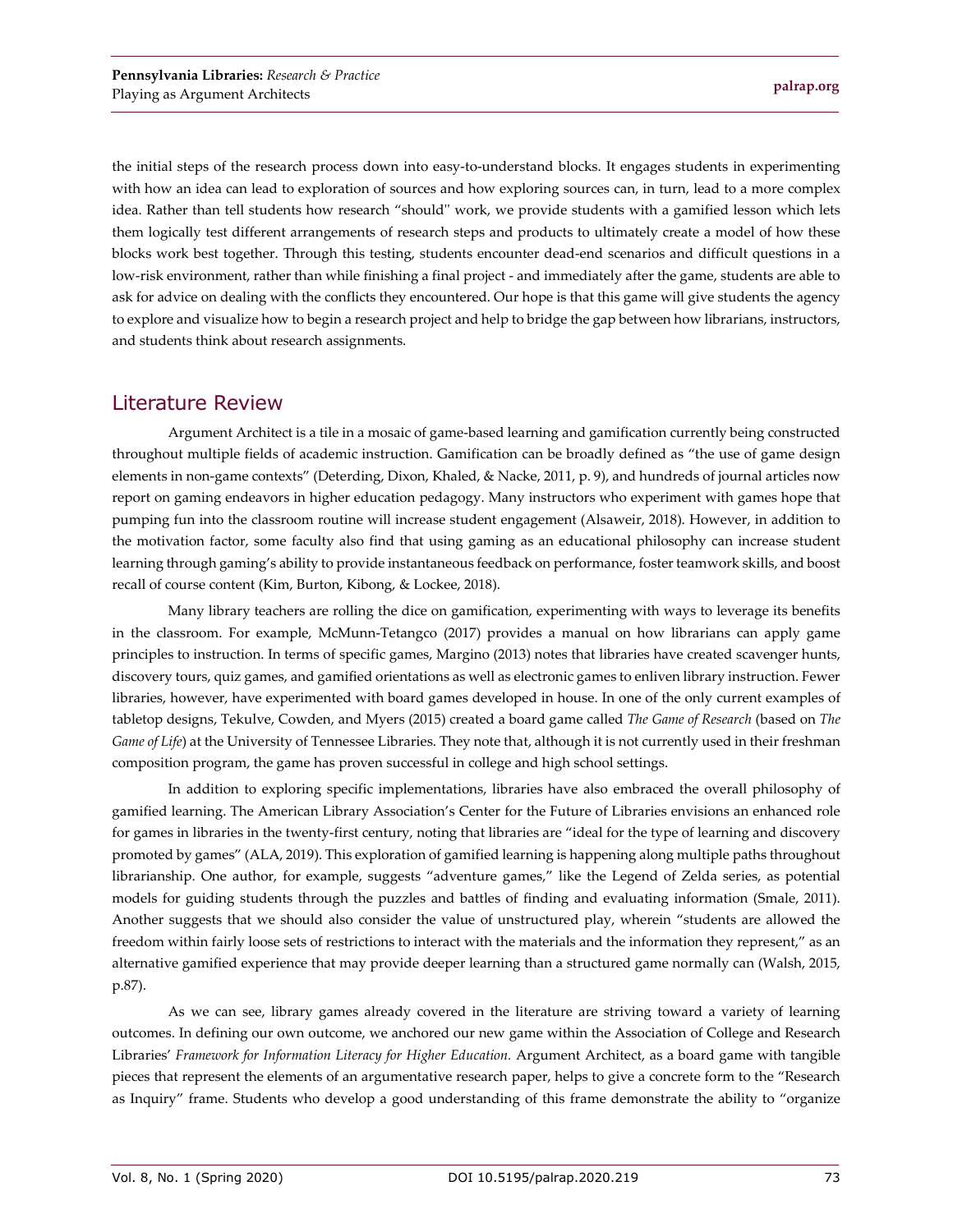the initial steps of the research process down into easy-to-understand blocks. It engages students in experimenting with how an idea can lead to exploration of sources and how exploring sources can, in turn, lead to a more complex idea. Rather than tell students how research "should" work, we provide students with a gamified lesson which lets them logically test different arrangements of research steps and products to ultimately create a model of how these blocks work best together. Through this testing, students encounter dead-end scenarios and difficult questions in a low-risk environment, rather than while finishing a final project - and immediately after the game, students are able to ask for advice on dealing with the conflicts they encountered. Our hope is that this game will give students the agency to explore and visualize how to begin a research project and help to bridge the gap between how librarians, instructors, and students think about research assignments.

## Literature Review

Argument Architect is a tile in a mosaic of game-based learning and gamification currently being constructed throughout multiple fields of academic instruction. Gamification can be broadly defined as "the use of game design elements in non-game contexts" (Deterding, Dixon, Khaled, & Nacke, 2011, p. 9), and hundreds of journal articles now report on gaming endeavors in higher education pedagogy. Many instructors who experiment with games hope that pumping fun into the classroom routine will increase student engagement (Alsaweir, 2018). However, in addition to the motivation factor, some faculty also find that using gaming as an educational philosophy can increase student learning through gaming's ability to provide instantaneous feedback on performance, foster teamwork skills, and boost recall of course content (Kim, Burton, Kibong, & Lockee, 2018).

Many library teachers are rolling the dice on gamification, experimenting with ways to leverage its benefits in the classroom. For example, McMunn-Tetangco (2017) provides a manual on how librarians can apply game principles to instruction. In terms of specific games, Margino (2013) notes that libraries have created scavenger hunts, discovery tours, quiz games, and gamified orientations as well as electronic games to enliven library instruction. Fewer libraries, however, have experimented with board games developed in house. In one of the only current examples of tabletop designs, Tekulve, Cowden, and Myers (2015) created a board game called *The Game of Research* (based on *The Game of Life*) at the University of Tennessee Libraries. They note that, although it is not currently used in their freshman composition program, the game has proven successful in college and high school settings.

In addition to exploring specific implementations, libraries have also embraced the overall philosophy of gamified learning. The American Library Association's Center for the Future of Libraries envisions an enhanced role for games in libraries in the twenty-first century, noting that libraries are "ideal for the type of learning and discovery promoted by games" (ALA, 2019). This exploration of gamified learning is happening along multiple paths throughout librarianship. One author, for example, suggests "adventure games," like the Legend of Zelda series, as potential models for guiding students through the puzzles and battles of finding and evaluating information (Smale, 2011). Another suggests that we should also consider the value of unstructured play, wherein "students are allowed the freedom within fairly loose sets of restrictions to interact with the materials and the information they represent," as an alternative gamified experience that may provide deeper learning than a structured game normally can (Walsh, 2015, p.87).

As we can see, library games already covered in the literature are striving toward a variety of learning outcomes. In defining our own outcome, we anchored our new game within the Association of College and Research Libraries' *Framework for Information Literacy for Higher Education*. Argument Architect, as a board game with tangible pieces that represent the elements of an argumentative research paper, helps to give a concrete form to the "Research as Inquiry" frame. Students who develop a good understanding of this frame demonstrate the ability to "organize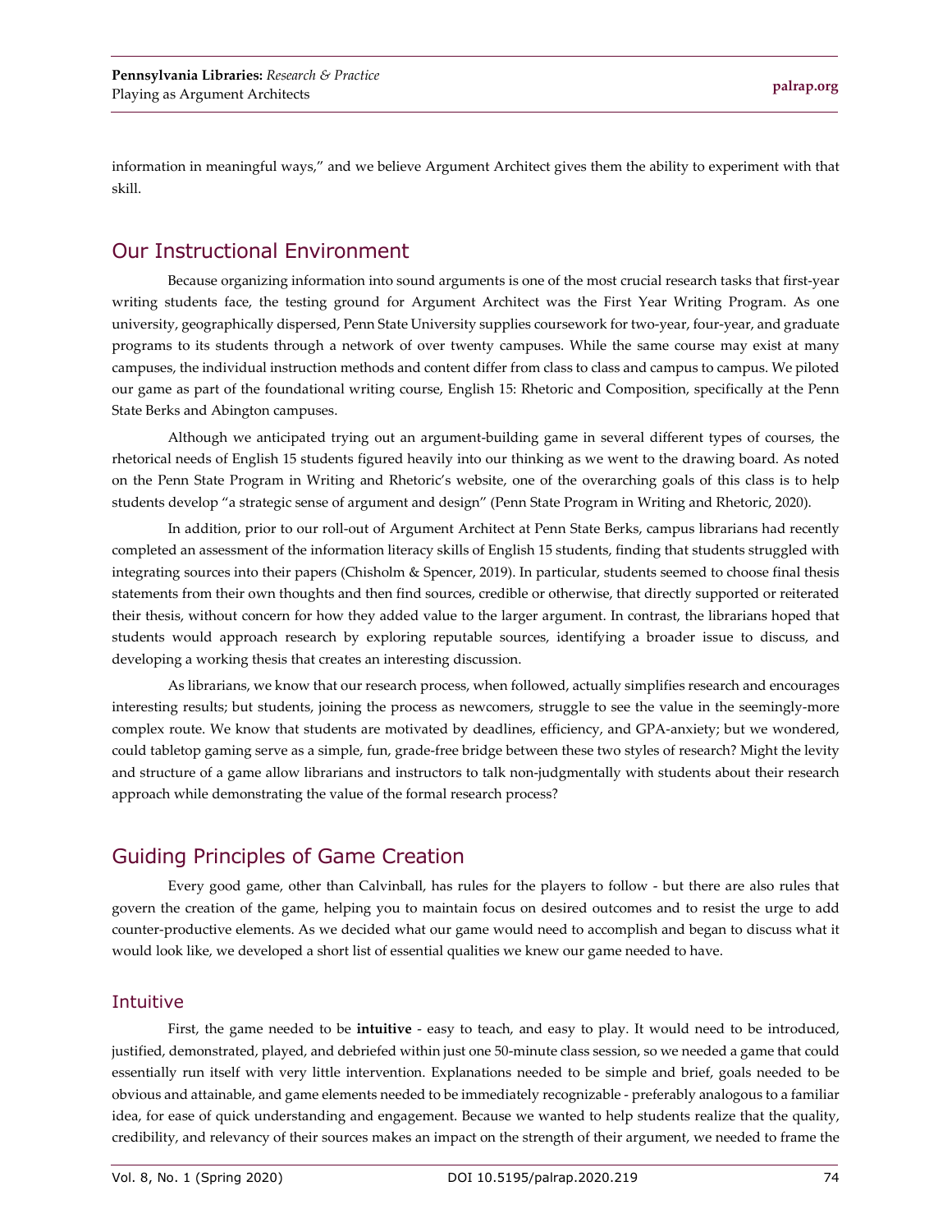information in meaningful ways," and we believe Argument Architect gives them the ability to experiment with that skill.

## Our Instructional Environment

Because organizing information into sound arguments is one of the most crucial research tasks that first-year writing students face, the testing ground for Argument Architect was the First Year Writing Program. As one university, geographically dispersed, Penn State University supplies coursework for two-year, four-year, and graduate programs to its students through a network of over twenty campuses. While the same course may exist at many campuses, the individual instruction methods and content differ from class to class and campus to campus. We piloted our game as part of the foundational writing course, English 15: Rhetoric and Composition, specifically at the Penn State Berks and Abington campuses.

Although we anticipated trying out an argument-building game in several different types of courses, the rhetorical needs of English 15 students figured heavily into our thinking as we went to the drawing board. As noted on the Penn State Program in Writing and Rhetoric's website, one of the overarching goals of this class is to help students develop "a strategic sense of argument and design" (Penn State Program in Writing and Rhetoric, 2020).

In addition, prior to our roll-out of Argument Architect at Penn State Berks, campus librarians had recently completed an assessment of the information literacy skills of English 15 students, finding that students struggled with integrating sources into their papers (Chisholm & Spencer, 2019). In particular, students seemed to choose final thesis statements from their own thoughts and then find sources, credible or otherwise, that directly supported or reiterated their thesis, without concern for how they added value to the larger argument. In contrast, the librarians hoped that students would approach research by exploring reputable sources, identifying a broader issue to discuss, and developing a working thesis that creates an interesting discussion.

As librarians, we know that our research process, when followed, actually simplifies research and encourages interesting results; but students, joining the process as newcomers, struggle to see the value in the seemingly-more complex route. We know that students are motivated by deadlines, efficiency, and GPA-anxiety; but we wondered, could tabletop gaming serve as a simple, fun, grade-free bridge between these two styles of research? Might the levity and structure of a game allow librarians and instructors to talk non-judgmentally with students about their research approach while demonstrating the value of the formal research process?

## Guiding Principles of Game Creation

Every good game, other than Calvinball, has rules for the players to follow - but there are also rules that govern the creation of the game, helping you to maintain focus on desired outcomes and to resist the urge to add counter-productive elements. As we decided what our game would need to accomplish and began to discuss what it would look like, we developed a short list of essential qualities we knew our game needed to have.

### Intuitive

First, the game needed to be **intuitive** - easy to teach, and easy to play. It would need to be introduced, justified, demonstrated, played, and debriefed within just one 50-minute class session, so we needed a game that could essentially run itself with very little intervention. Explanations needed to be simple and brief, goals needed to be obvious and attainable, and game elements needed to be immediately recognizable - preferably analogous to a familiar idea, for ease of quick understanding and engagement. Because we wanted to help students realize that the quality, credibility, and relevancy of their sources makes an impact on the strength of their argument, we needed to frame the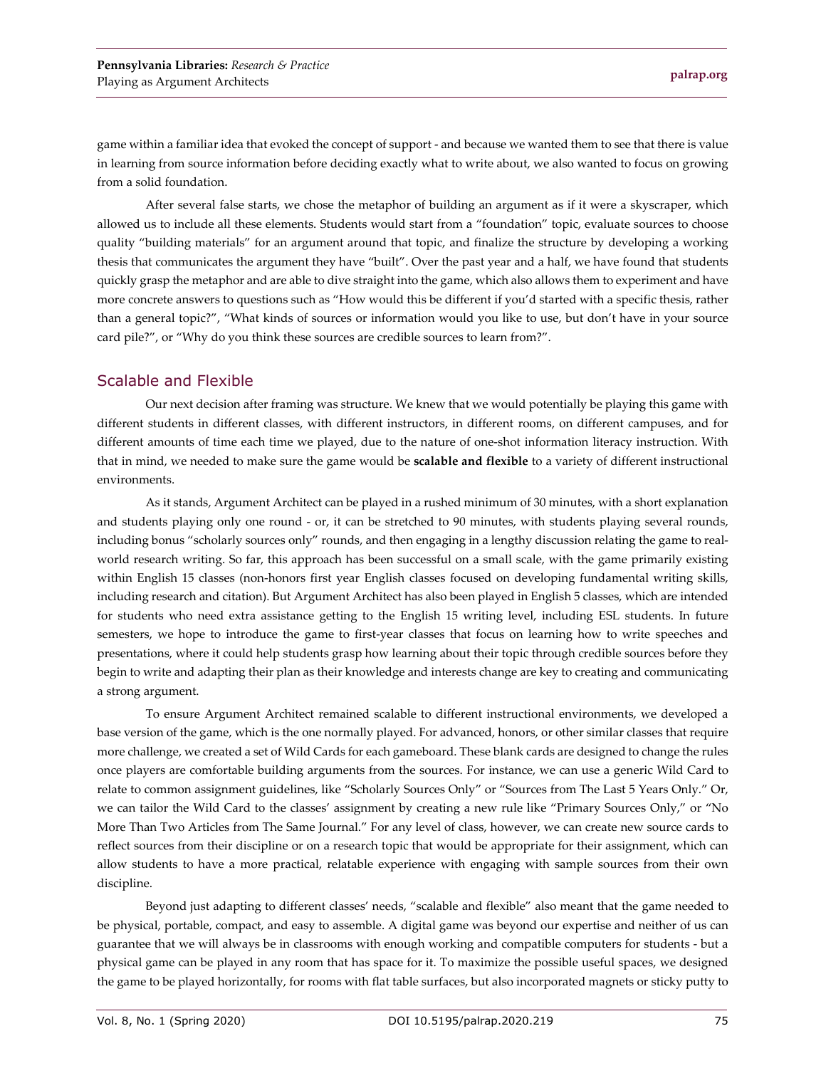game within a familiar idea that evoked the concept of support - and because we wanted them to see that there is value in learning from source information before deciding exactly what to write about, we also wanted to focus on growing from a solid foundation.

After several false starts, we chose the metaphor of building an argument as if it were a skyscraper, which allowed us to include all these elements. Students would start from a "foundation" topic, evaluate sources to choose quality "building materials" for an argument around that topic, and finalize the structure by developing a working thesis that communicates the argument they have "built". Over the past year and a half, we have found that students quickly grasp the metaphor and are able to dive straight into the game, which also allows them to experiment and have more concrete answers to questions such as "How would this be different if you'd started with a specific thesis, rather than a general topic?", "What kinds of sources or information would you like to use, but don't have in your source card pile?", or "Why do you think these sources are credible sources to learn from?".

## Scalable and Flexible

Our next decision after framing was structure. We knew that we would potentially be playing this game with different students in different classes, with different instructors, in different rooms, on different campuses, and for different amounts of time each time we played, due to the nature of one-shot information literacy instruction. With that in mind, we needed to make sure the game would be **scalable and flexible** to a variety of different instructional environments.

As it stands, Argument Architect can be played in a rushed minimum of 30 minutes, with a short explanation and students playing only one round - or, it can be stretched to 90 minutes, with students playing several rounds, including bonus "scholarly sources only" rounds, and then engaging in a lengthy discussion relating the game to real-world research writing. So far, this approach has been successful on a small scale, with the game primarily existing within English 15 classes (non-honors first year English classes focused on developing fundamental writing skills, including research and citation). But Argument Architect has also been played in English 5 classes, which are intended for students who need extra assistance getting to the English 15 writing level, including ESL students. In future semesters, we hope to introduce the game to first-year classes that focus on learning how to write speeches and presentations, where it could help students grasp how learning about their topic through credible sources before they begin to write and adapting their plan as their knowledge and interests change are key to creating and communicating a strong argument.

To ensure Argument Architect remained scalable to different instructional environments, we developed a base version of the game, which is the one normally played. For advanced, honors, or other similar classes that require more challenge, we created a set of Wild Cards for each gameboard. These blank cards are designed to change the rules once players are comfortable building arguments from the sources. For instance, we can use a generic Wild Card to relate to common assignment guidelines, like "Scholarly Sources Only" or "Sources from The Last 5 Years Only." Or, we can tailor the Wild Card to the classes' assignment by creating a new rule like "Primary Sources Only," or "No More Than Two Articles from The Same Journal." For any level of class, however, we can create new source cards to reflect sources from their discipline or on a research topic that would be appropriate for their assignment, which can allow students to have a more practical, relatable experience with engaging with sample sources from their own discipline.

Beyond just adapting to different classes' needs, "scalable and flexible" also meant that the game needed to be physical, portable, compact, and easy to assemble. A digital game was beyond our expertise and neither of us can guarantee that we will always be in classrooms with enough working and compatible computers for students - but a physical game can be played in any room that has space for it. To maximize the possible useful spaces, we designed the game to be played horizontally, for rooms with flat table surfaces, but also incorporated magnets or sticky putty to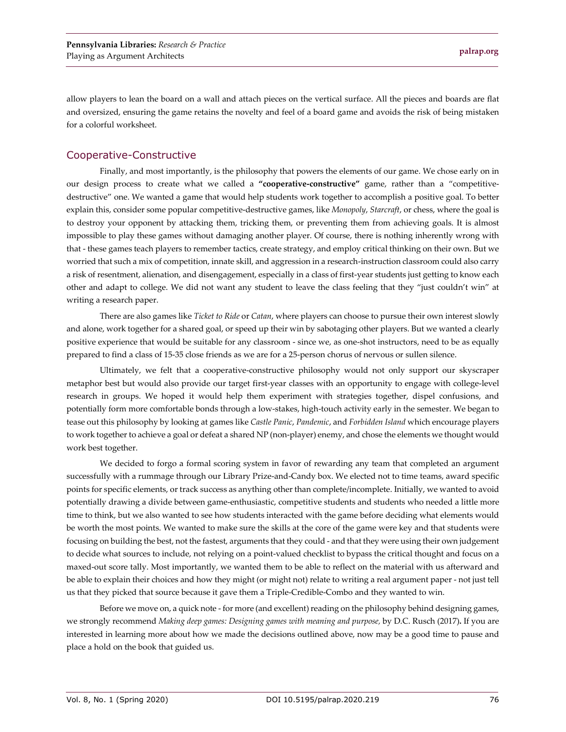allow players to lean the board on a wall and attach pieces on the vertical surface. All the pieces and boards are flat and oversized, ensuring the game retains the novelty and feel of a board game and avoids the risk of being mistaken for a colorful worksheet.

## Cooperative-Constructive

Finally, and most importantly, is the philosophy that powers the elements of our game. We chose early on in our design process to create what we called a **"cooperative-constructive"** game, rather than a "competitive-destructive" one. We wanted a game that would help students work together to accomplish a positive goal. To better explain this, consider some popular competitive-destructive games, like *Monopoly*, *Starcraft*, or chess, where the goal is to destroy your opponent by attacking them, tricking them, or preventing them from achieving goals. It is almost impossible to play these games without damaging another player. Of course, there is nothing inherently wrong with that - these games teach players to remember tactics, create strategy, and employ critical thinking on their own. But we worried that such a mix of competition, innate skill, and aggression in a research-instruction classroom could also carry a risk of resentment, alienation, and disengagement, especially in a class of first-year students just getting to know each other and adapt to college. We did not want any student to leave the class feeling that they "just couldn't win" at writing a research paper.

There are also games like *Ticket to Ride* or *Catan*, where players can choose to pursue their own interest slowly and alone, work together for a shared goal, or speed up their win by sabotaging other players. But we wanted a clearly positive experience that would be suitable for any classroom - since we, as one-shot instructors, need to be as equally prepared to find a class of 15-35 close friends as we are for a 25-person chorus of nervous or sullen silence.

Ultimately, we felt that a cooperative-constructive philosophy would not only support our skyscraper metaphor best but would also provide our target first-year classes with an opportunity to engage with college-level research in groups. We hoped it would help them experiment with strategies together, dispel confusions, and potentially form more comfortable bonds through a low-stakes, high-touch activity early in the semester. We began to tease out this philosophy by looking at games like *Castle Panic*, *Pandemic*, and *Forbidden Island* which encourage players to work together to achieve a goal or defeat a shared NP (non-player) enemy, and chose the elements we thought would work best together.

We decided to forgo a formal scoring system in favor of rewarding any team that completed an argument successfully with a rummage through our Library Prize-and-Candy box. We elected not to time teams, award specific points for specific elements, or track success as anything other than complete/incomplete. Initially, we wanted to avoid potentially drawing a divide between game-enthusiastic, competitive students and students who needed a little more time to think, but we also wanted to see how students interacted with the game before deciding what elements would be worth the most points. We wanted to make sure the skills at the core of the game were key and that students were focusing on building the best, not the fastest, arguments that they could - and that they were using their own judgement to decide what sources to include, not relying on a point-valued checklist to bypass the critical thought and focus on a maxed-out score tally. Most importantly, we wanted them to be able to reflect on the material with us afterward and be able to explain their choices and how they might (or might not) relate to writing a real argument paper - not just tell us that they picked that source because it gave them a Triple-Credible-Combo and they wanted to win.

Before we move on, a quick note - for more (and excellent) reading on the philosophy behind designing games, we strongly recommend *Making deep games: Designing games with meaning and purpose,* by D.C. Rusch (2017)**.** If you are interested in learning more about how we made the decisions outlined above, now may be a good time to pause and place a hold on the book that guided us.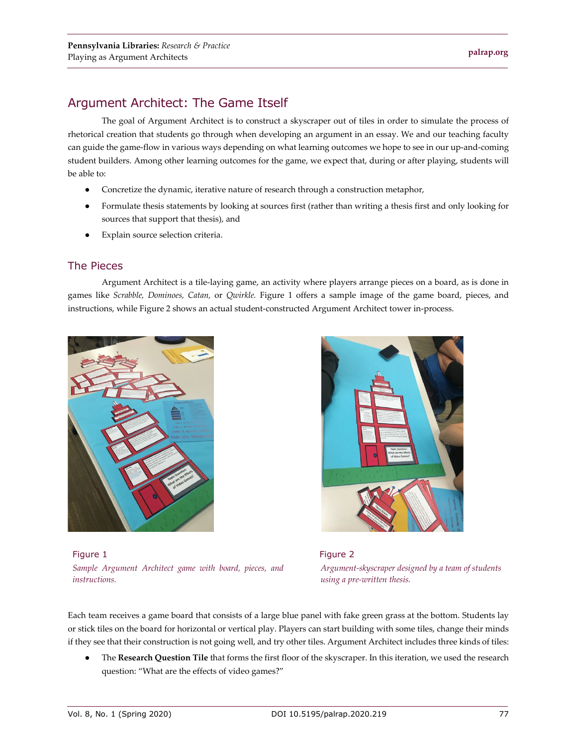## Argument Architect: The Game Itself

The goal of Argument Architect is to construct a skyscraper out of tiles in order to simulate the process of rhetorical creation that students go through when developing an argument in an essay. We and our teaching faculty can guide the game-flow in various ways depending on what learning outcomes we hope to see in our up-and-coming student builders. Among other learning outcomes for the game, we expect that, during or after playing, students will be able to:

- Concretize the dynamic, iterative nature of research through a construction metaphor,
- Formulate thesis statements by looking at sources first (rather than writing a thesis first and only looking for sources that support that thesis), and
- Explain source selection criteria.

### The Pieces

Argument Architect is a tile-laying game, an activity where players arrange pieces on a board, as is done in games like *Scrabble, Dominoes, Catan,* or *Qwirkle.* Figure 1 offers a sample image of the game board, pieces, and instructions, while Figure 2 shows an actual student-constructed Argument Architect tower in-process.

Figure 1

*Sample Argument Architect game with board, pieces, and instructions.*

Figure 2

*Argument-skyscraper designed by a team of students using a pre-written thesis.*

Each team receives a game board that consists of a large blue panel with fake green grass at the bottom. Students lay or stick tiles on the board for horizontal or vertical play. Players can start building with some tiles, change their minds if they see that their construction is not going well, and try other tiles. Argument Architect includes three kinds of tiles:

- The **Research Question Tile** that forms the first floor of the skyscraper. In this iteration, we used the research question: "What are the effects of video games?"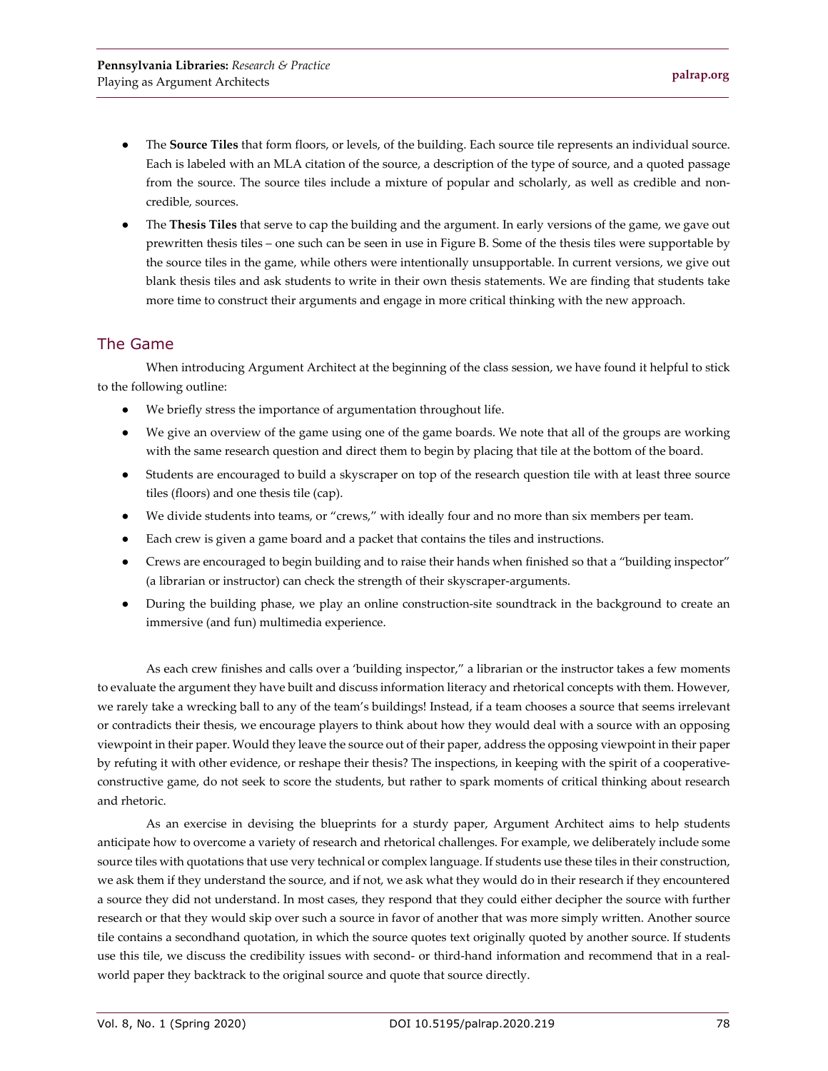- The **Source Tiles** that form floors, or levels, of the building. Each source tile represents an individual source. Each is labeled with an MLA citation of the source, a description of the type of source, and a quoted passage from the source. The source tiles include a mixture of popular and scholarly, as well as credible and non-credible, sources.
- The **Thesis Tiles** that serve to cap the building and the argument. In early versions of the game, we gave out prewritten thesis tiles – one such can be seen in use in Figure B. Some of the thesis tiles were supportable by the source tiles in the game, while others were intentionally unsupportable. In current versions, we give out blank thesis tiles and ask students to write in their own thesis statements. We are finding that students take more time to construct their arguments and engage in more critical thinking with the new approach.

## The Game

When introducing Argument Architect at the beginning of the class session, we have found it helpful to stick to the following outline:

- We briefly stress the importance of argumentation throughout life.
- We give an overview of the game using one of the game boards. We note that all of the groups are working with the same research question and direct them to begin by placing that tile at the bottom of the board.
- Students are encouraged to build a skyscraper on top of the research question tile with at least three source tiles (floors) and one thesis tile (cap).
- We divide students into teams, or "crews," with ideally four and no more than six members per team.
- Each crew is given a game board and a packet that contains the tiles and instructions.
- Crews are encouraged to begin building and to raise their hands when finished so that a "building inspector" (a librarian or instructor) can check the strength of their skyscraper-arguments.
- During the building phase, we play an online construction-site soundtrack in the background to create an immersive (and fun) multimedia experience.

As each crew finishes and calls over a 'building inspector," a librarian or the instructor takes a few moments to evaluate the argument they have built and discuss information literacy and rhetorical concepts with them. However, we rarely take a wrecking ball to any of the team's buildings! Instead, if a team chooses a source that seems irrelevant or contradicts their thesis, we encourage players to think about how they would deal with a source with an opposing viewpoint in their paper. Would they leave the source out of their paper, address the opposing viewpoint in their paper by refuting it with other evidence, or reshape their thesis? The inspections, in keeping with the spirit of a cooperative-constructive game, do not seek to score the students, but rather to spark moments of critical thinking about research and rhetoric.

As an exercise in devising the blueprints for a sturdy paper, Argument Architect aims to help students anticipate how to overcome a variety of research and rhetorical challenges. For example, we deliberately include some source tiles with quotations that use very technical or complex language. If students use these tiles in their construction, we ask them if they understand the source, and if not, we ask what they would do in their research if they encountered a source they did not understand. In most cases, they respond that they could either decipher the source with further research or that they would skip over such a source in favor of another that was more simply written. Another source tile contains a secondhand quotation, in which the source quotes text originally quoted by another source. If students use this tile, we discuss the credibility issues with second- or third-hand information and recommend that in a real-world paper they backtrack to the original source and quote that source directly.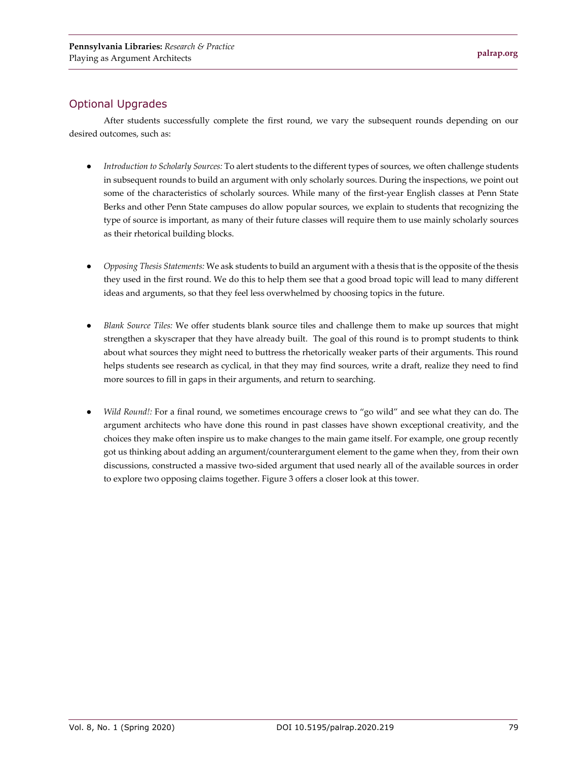## Optional Upgrades

After students successfully complete the first round, we vary the subsequent rounds depending on our desired outcomes, such as:

- *Introduction to Scholarly Sources:* To alert students to the different types of sources, we often challenge students in subsequent rounds to build an argument with only scholarly sources. During the inspections, we point out some of the characteristics of scholarly sources. While many of the first-year English classes at Penn State Berks and other Penn State campuses do allow popular sources, we explain to students that recognizing the type of source is important, as many of their future classes will require them to use mainly scholarly sources as their rhetorical building blocks.

- *Opposing Thesis Statements:* We ask students to build an argument with a thesis that is the opposite of the thesis they used in the first round. We do this to help them see that a good broad topic will lead to many different ideas and arguments, so that they feel less overwhelmed by choosing topics in the future.

- *Blank Source Tiles:* We offer students blank source tiles and challenge them to make up sources that might strengthen a skyscraper that they have already built. The goal of this round is to prompt students to think about what sources they might need to buttress the rhetorically weaker parts of their arguments. This round helps students see research as cyclical, in that they may find sources, write a draft, realize they need to find more sources to fill in gaps in their arguments, and return to searching.

- *Wild Round!:* For a final round, we sometimes encourage crews to "go wild" and see what they can do. The argument architects who have done this round in past classes have shown exceptional creativity, and the choices they make often inspire us to make changes to the main game itself. For example, one group recently got us thinking about adding an argument/counterargument element to the game when they, from their own discussions, constructed a massive two-sided argument that used nearly all of the available sources in order to explore two opposing claims together. Figure 3 offers a closer look at this tower.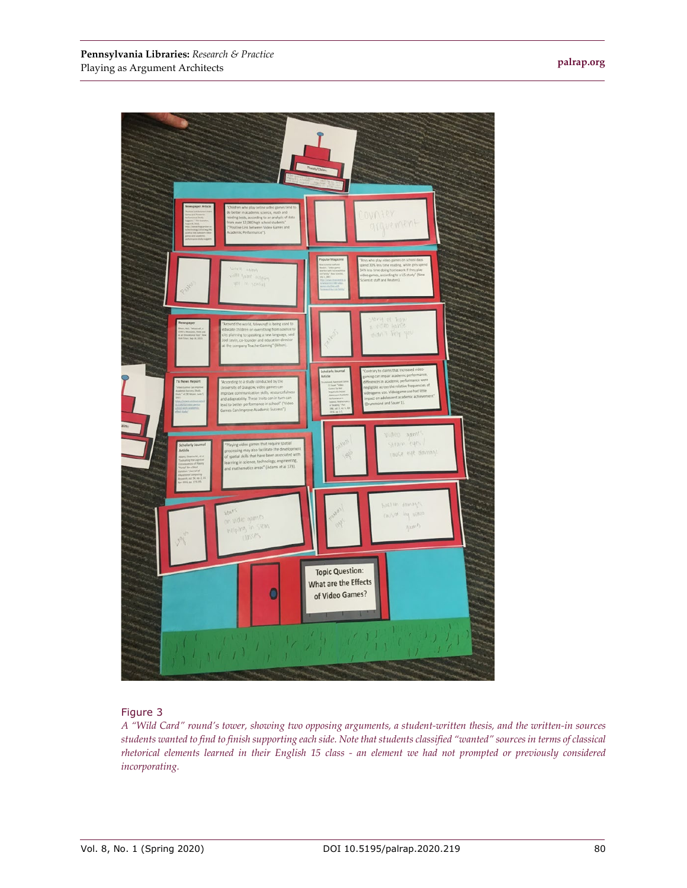Figure 3

*A “Wild Card” round’s tower, showing two opposing arguments, a student-written thesis, and the written-in sources students wanted to find to finish supporting each side. Note that students classified “wanted” sources in terms of classical rhetorical elements learned in their English 15 class - an element we had not prompted or previously considered incorporating.*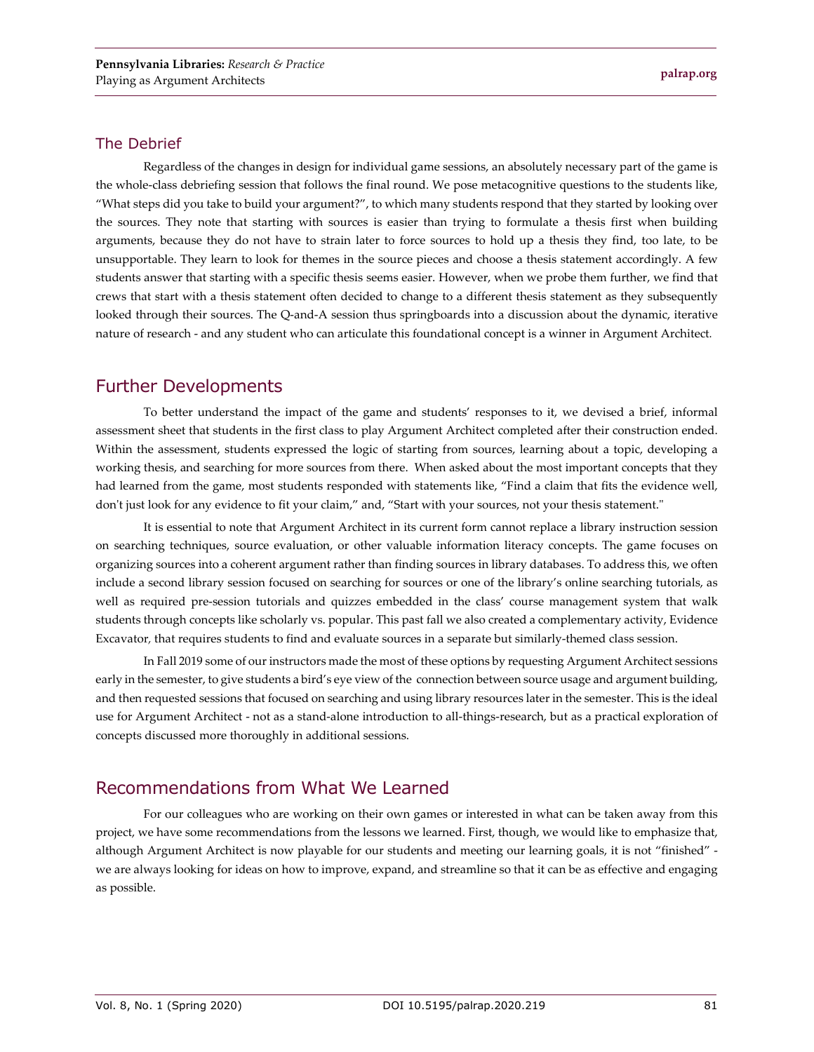### The Debrief

Regardless of the changes in design for individual game sessions, an absolutely necessary part of the game is the whole-class debriefing session that follows the final round. We pose metacognitive questions to the students like, "What steps did you take to build your argument?", to which many students respond that they started by looking over the sources. They note that starting with sources is easier than trying to formulate a thesis first when building arguments, because they do not have to strain later to force sources to hold up a thesis they find, too late, to be unsupportable. They learn to look for themes in the source pieces and choose a thesis statement accordingly. A few students answer that starting with a specific thesis seems easier. However, when we probe them further, we find that crews that start with a thesis statement often decided to change to a different thesis statement as they subsequently looked through their sources. The Q-and-A session thus springboards into a discussion about the dynamic, iterative nature of research - and any student who can articulate this foundational concept is a winner in Argument Architect.

## Further Developments

To better understand the impact of the game and students' responses to it, we devised a brief, informal assessment sheet that students in the first class to play Argument Architect completed after their construction ended. Within the assessment, students expressed the logic of starting from sources, learning about a topic, developing a working thesis, and searching for more sources from there. When asked about the most important concepts that they had learned from the game, most students responded with statements like, "Find a claim that fits the evidence well, don't just look for any evidence to fit your claim," and, "Start with your sources, not your thesis statement."

It is essential to note that Argument Architect in its current form cannot replace a library instruction session on searching techniques, source evaluation, or other valuable information literacy concepts. The game focuses on organizing sources into a coherent argument rather than finding sources in library databases. To address this, we often include a second library session focused on searching for sources or one of the library's online searching tutorials, as well as required pre-session tutorials and quizzes embedded in the class' course management system that walk students through concepts like scholarly vs. popular. This past fall we also created a complementary activity, Evidence Excavator, that requires students to find and evaluate sources in a separate but similarly-themed class session.

In Fall 2019 some of our instructors made the most of these options by requesting Argument Architect sessions early in the semester, to give students a bird's eye view of the connection between source usage and argument building, and then requested sessions that focused on searching and using library resources later in the semester. This is the ideal use for Argument Architect - not as a stand-alone introduction to all-things-research, but as a practical exploration of concepts discussed more thoroughly in additional sessions.

## Recommendations from What We Learned

For our colleagues who are working on their own games or interested in what can be taken away from this project, we have some recommendations from the lessons we learned. First, though, we would like to emphasize that, although Argument Architect is now playable for our students and meeting our learning goals, it is not "finished" - we are always looking for ideas on how to improve, expand, and streamline so that it can be as effective and engaging as possible.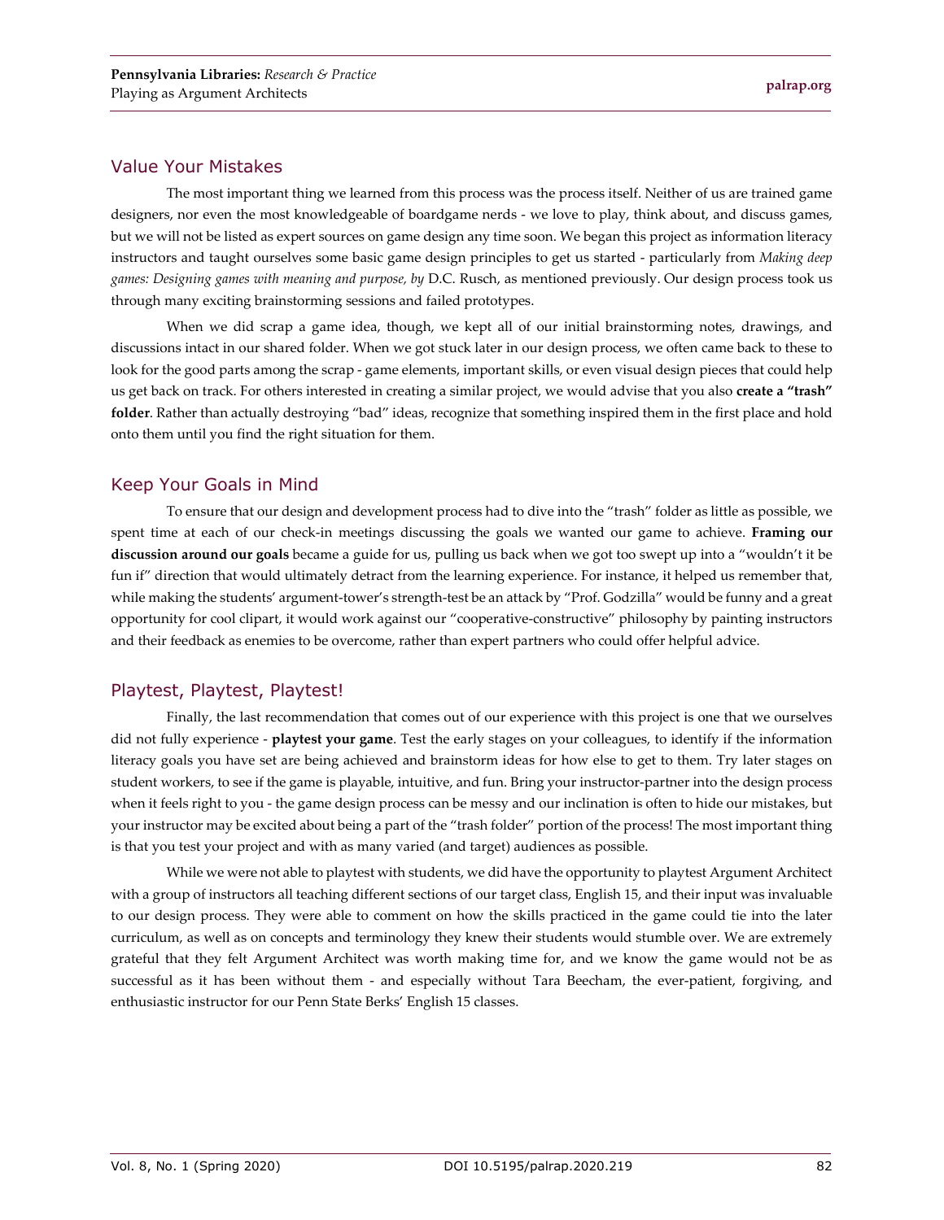## Value Your Mistakes

The most important thing we learned from this process was the process itself. Neither of us are trained game designers, nor even the most knowledgeable of boardgame nerds - we love to play, think about, and discuss games, but we will not be listed as expert sources on game design any time soon. We began this project as information literacy instructors and taught ourselves some basic game design principles to get us started - particularly from *Making deep games: Designing games with meaning and purpose, by* D.C. Rusch, as mentioned previously. Our design process took us through many exciting brainstorming sessions and failed prototypes.

When we did scrap a game idea, though, we kept all of our initial brainstorming notes, drawings, and discussions intact in our shared folder. When we got stuck later in our design process, we often came back to these to look for the good parts among the scrap - game elements, important skills, or even visual design pieces that could help us get back on track. For others interested in creating a similar project, we would advise that you also **create a "trash" folder**. Rather than actually destroying "bad" ideas, recognize that something inspired them in the first place and hold onto them until you find the right situation for them.

## Keep Your Goals in Mind

To ensure that our design and development process had to dive into the "trash" folder as little as possible, we spent time at each of our check-in meetings discussing the goals we wanted our game to achieve. **Framing our discussion around our goals** became a guide for us, pulling us back when we got too swept up into a "wouldn't it be fun if" direction that would ultimately detract from the learning experience. For instance, it helped us remember that, while making the students' argument-tower's strength-test be an attack by "Prof. Godzilla" would be funny and a great opportunity for cool clipart, it would work against our "cooperative-constructive" philosophy by painting instructors and their feedback as enemies to be overcome, rather than expert partners who could offer helpful advice.

## Playtest, Playtest, Playtest!

Finally, the last recommendation that comes out of our experience with this project is one that we ourselves did not fully experience - **playtest your game**. Test the early stages on your colleagues, to identify if the information literacy goals you have set are being achieved and brainstorm ideas for how else to get to them. Try later stages on student workers, to see if the game is playable, intuitive, and fun. Bring your instructor-partner into the design process when it feels right to you - the game design process can be messy and our inclination is often to hide our mistakes, but your instructor may be excited about being a part of the "trash folder" portion of the process! The most important thing is that you test your project and with as many varied (and target) audiences as possible.

While we were not able to playtest with students, we did have the opportunity to playtest Argument Architect with a group of instructors all teaching different sections of our target class, English 15, and their input was invaluable to our design process. They were able to comment on how the skills practiced in the game could tie into the later curriculum, as well as on concepts and terminology they knew their students would stumble over. We are extremely grateful that they felt Argument Architect was worth making time for, and we know the game would not be as successful as it has been without them - and especially without Tara Beecham, the ever-patient, forgiving, and enthusiastic instructor for our Penn State Berks' English 15 classes.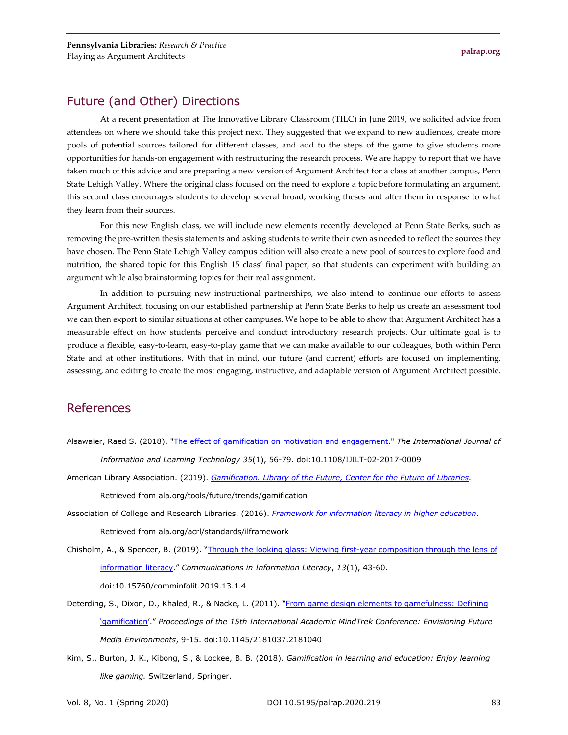## Future (and Other) Directions

At a recent presentation at The Innovative Library Classroom (TILC) in June 2019, we solicited advice from attendees on where we should take this project next. They suggested that we expand to new audiences, create more pools of potential sources tailored for different classes, and add to the steps of the game to give students more opportunities for hands-on engagement with restructuring the research process. We are happy to report that we have taken much of this advice and are preparing a new version of Argument Architect for a class at another campus, Penn State Lehigh Valley. Where the original class focused on the need to explore a topic before formulating an argument, this second class encourages students to develop several broad, working theses and alter them in response to what they learn from their sources.

For this new English class, we will include new elements recently developed at Penn State Berks, such as removing the pre-written thesis statements and asking students to write their own as needed to reflect the sources they have chosen. The Penn State Lehigh Valley campus edition will also create a new pool of sources to explore food and nutrition, the shared topic for this English 15 class' final paper, so that students can experiment with building an argument while also brainstorming topics for their real assignment.

In addition to pursuing new instructional partnerships, we also intend to continue our efforts to assess Argument Architect, focusing on our established partnership at Penn State Berks to help us create an assessment tool we can then export to similar situations at other campuses. We hope to be able to show that Argument Architect has a measurable effect on how students perceive and conduct introductory research projects. Our ultimate goal is to produce a flexible, easy-to-learn, easy-to-play game that we can make available to our colleagues, both within Penn State and at other institutions. With that in mind, our future (and current) efforts are focused on implementing, assessing, and editing to create the most engaging, instructive, and adaptable version of Argument Architect possible.

## References

Alsawaier, Raed S. (2018). "The effect of gamification on motivation and engagement." *The International Journal of Information and Learning Technology 35*(1), 56-79. doi:10.1108/IJILT-02-2017-0009

American Library Association. (2019). *Gamification. Library of the Future, Center for the Future of Libraries.* Retrieved from ala.org/tools/future/trends/gamification

Association of College and Research Libraries. (2016). *Framework for information literacy in higher education*. Retrieved from ala.org/acrl/standards/ilframework

Chisholm, A., & Spencer, B. (2019). "Through the looking glass: Viewing first-year composition through the lens of information literacy." *Communications in Information Literacy*, *13*(1), 43-60. doi:10.15760/comminfolit.2019.13.1.4

Deterding, S., Dixon, D., Khaled, R., & Nacke, L. (2011). "From game design elements to gamefulness: Defining 'gamification'." *Proceedings of the 15th International Academic MindTrek Conference: Envisioning Future Media Environments*, 9-15. doi:10.1145/2181037.2181040

Kim, S., Burton, J. K., Kibong, S., & Lockee, B. B. (2018). *Gamification in learning and education: Enjoy learning like gaming.* Switzerland, Springer.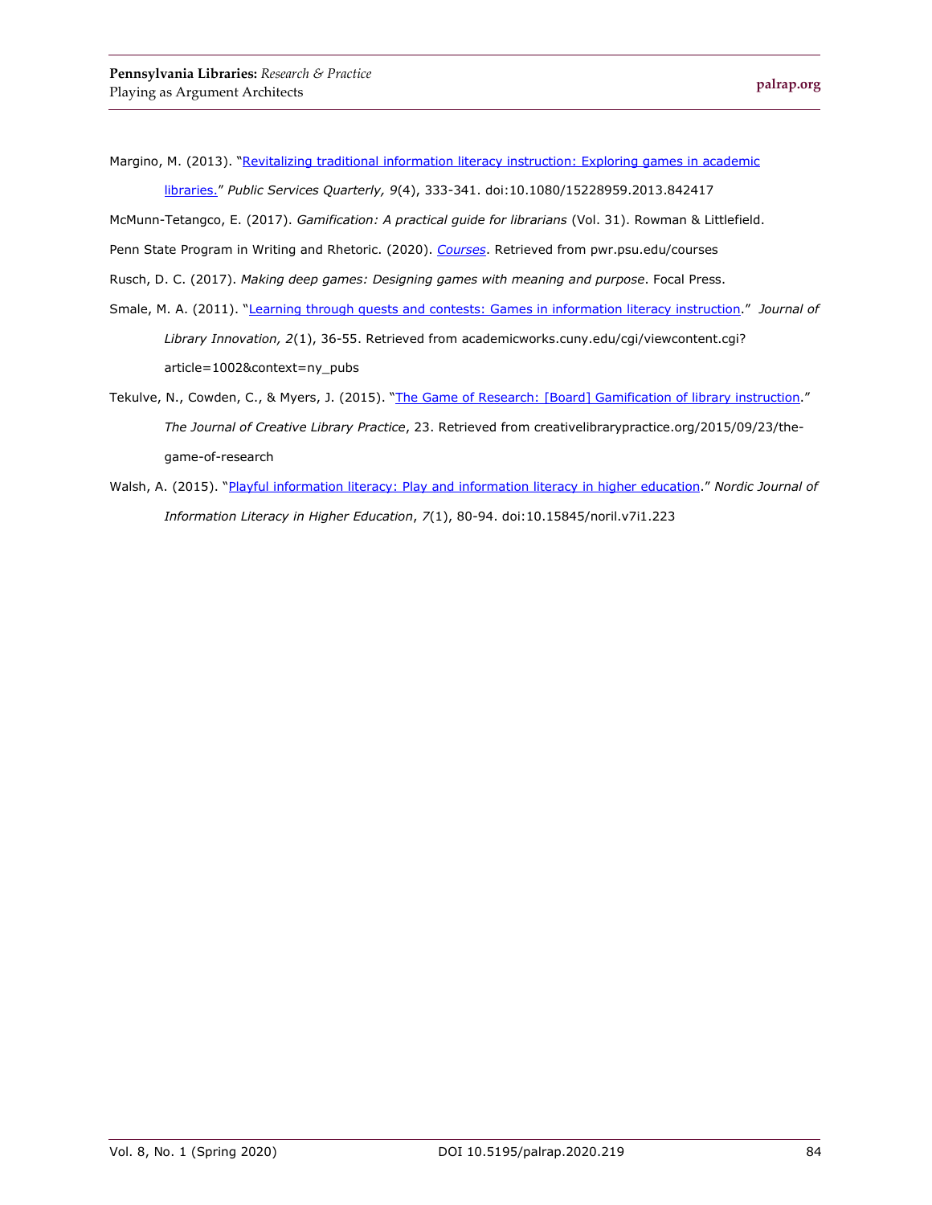Margino, M. (2013). "Revitalizing traditional information literacy instruction: Exploring games in academic libraries." *Public Services Quarterly, 9*(4), 333-341. doi:10.1080/15228959.2013.842417

McMunn-Tetangco, E. (2017). *Gamification: A practical guide for librarians* (Vol. 31). Rowman & Littlefield.

Penn State Program in Writing and Rhetoric. (2020). *Courses*. Retrieved from pwr.psu.edu/courses

Rusch, D. C. (2017). *Making deep games: Designing games with meaning and purpose*. Focal Press.

Smale, M. A. (2011). "Learning through quests and contests: Games in information literacy instruction." *Journal of Library Innovation, 2*(1), 36-55. Retrieved from academicworks.cuny.edu/cgi/viewcontent.cgi?article=1002&context=ny_pubs

Tekulve, N., Cowden, C., & Myers, J. (2015). "The Game of Research: [Board] Gamification of library instruction." *The Journal of Creative Library Practice*, 23. Retrieved from creativelibrarypractice.org/2015/09/23/the-game-of-research

Walsh, A. (2015). "Playful information literacy: Play and information literacy in higher education." *Nordic Journal of Information Literacy in Higher Education*, *7*(1), 80-94. doi:10.15845/noril.v7i1.223